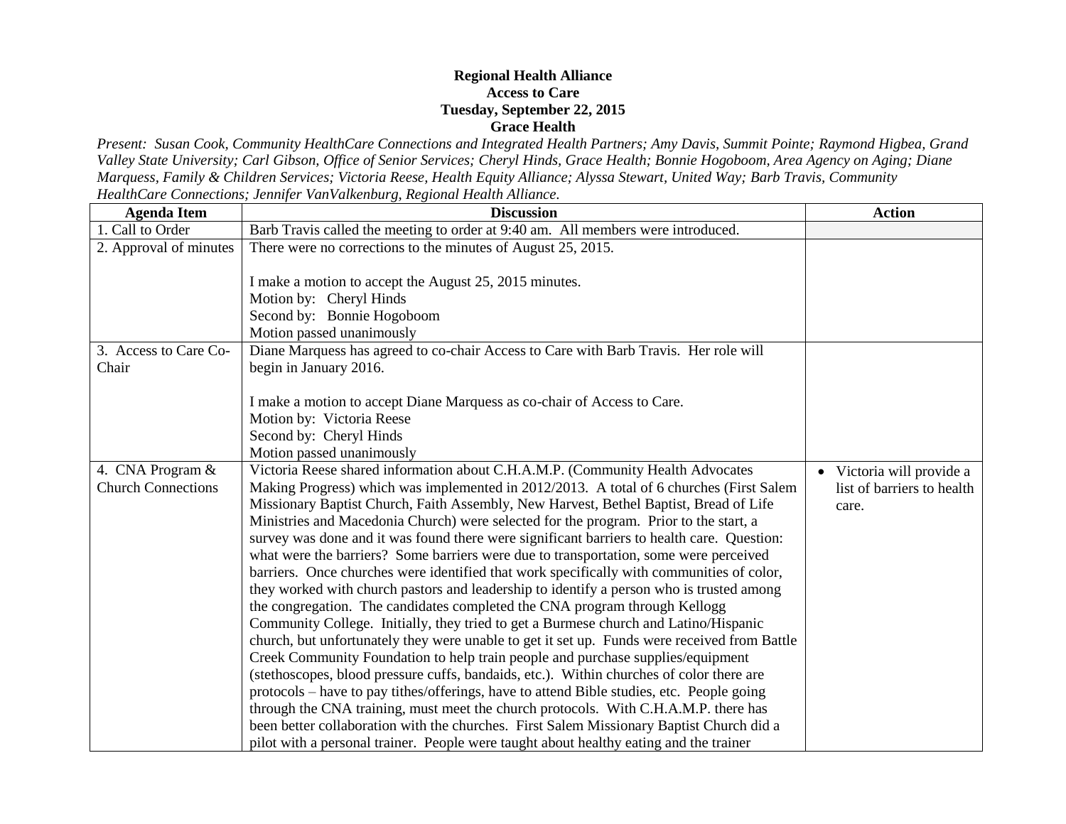**Regional Health Alliance**
**Access to Care**
**Tuesday, September 22, 2015**
**Grace Health**

*Present: Susan Cook, Community HealthCare Connections and Integrated Health Partners; Amy Davis, Summit Pointe; Raymond Higbea, Grand Valley State University; Carl Gibson, Office of Senior Services; Cheryl Hinds, Grace Health; Bonnie Hogoboom, Area Agency on Aging; Diane Marquess, Family & Children Services; Victoria Reese, Health Equity Alliance; Alyssa Stewart, United Way; Barb Travis, Community HealthCare Connections; Jennifer VanValkenburg, Regional Health Alliance.*

| Agenda Item | Discussion | Action |
|---|---|---|
| 1. Call to Order | Barb Travis called the meeting to order at 9:40 am. All members were introduced. | |
| 2. Approval of minutes | There were no corrections to the minutes of August 25, 2015.<br><br>I make a motion to accept the August 25, 2015 minutes.<br>Motion by: Cheryl Hinds<br>Second by: Bonnie Hogoboom<br>Motion passed unanimously | |
| 3. Access to Care Co-Chair | Diane Marquess has agreed to co-chair Access to Care with Barb Travis. Her role will begin in January 2016.<br><br>I make a motion to accept Diane Marquess as co-chair of Access to Care.<br>Motion by: Victoria Reese<br>Second by: Cheryl Hinds<br>Motion passed unanimously | |
| 4. CNA Program & Church Connections | Victoria Reese shared information about C.H.A.M.P. (Community Health Advocates Making Progress) which was implemented in 2012/2013. A total of 6 churches (First Salem Missionary Baptist Church, Faith Assembly, New Harvest, Bethel Baptist, Bread of Life Ministries and Macedonia Church) were selected for the program. Prior to the start, a survey was done and it was found there were significant barriers to health care. Question: what were the barriers? Some barriers were due to transportation, some were perceived barriers. Once churches were identified that work specifically with communities of color, they worked with church pastors and leadership to identify a person who is trusted among the congregation. The candidates completed the CNA program through Kellogg Community College. Initially, they tried to get a Burmese church and Latino/Hispanic church, but unfortunately they were unable to get it set up. Funds were received from Battle Creek Community Foundation to help train people and purchase supplies/equipment (stethoscopes, blood pressure cuffs, bandaids, etc.). Within churches of color there are protocols – have to pay tithes/offerings, have to attend Bible studies, etc. People going through the CNA training, must meet the church protocols. With C.H.A.M.P. there has been better collaboration with the churches. First Salem Missionary Baptist Church did a pilot with a personal trainer. People were taught about healthy eating and the trainer | • Victoria will provide a list of barriers to health care. |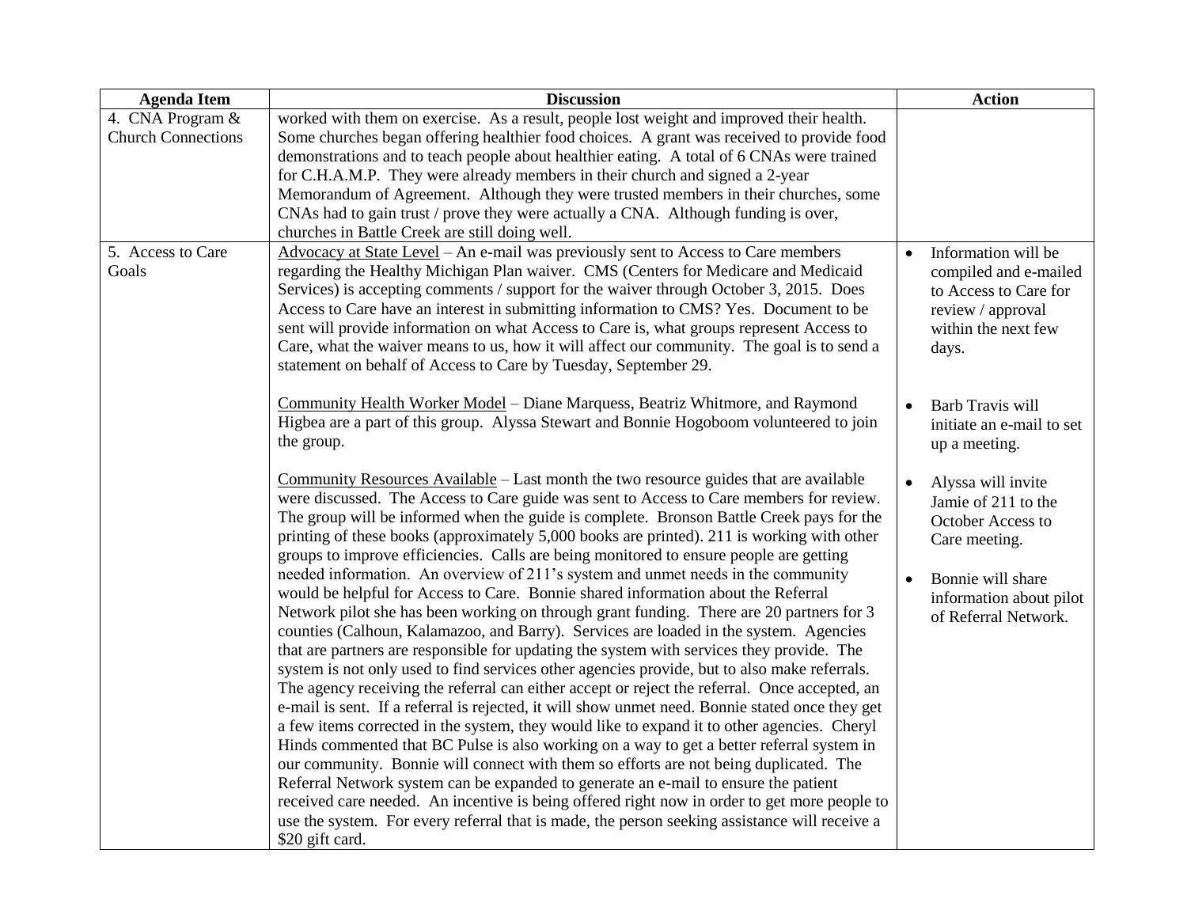| Agenda Item | Discussion | Action |
|---|---|---|
| 4. CNA Program & Church Connections | worked with them on exercise. As a result, people lost weight and improved their health. Some churches began offering healthier food choices. A grant was received to provide food demonstrations and to teach people about healthier eating. A total of 6 CNAs were trained for C.H.A.M.P. They were already members in their church and signed a 2-year Memorandum of Agreement. Although they were trusted members in their churches, some CNAs had to gain trust / prove they were actually a CNA. Although funding is over, churches in Battle Creek are still doing well. | |
| 5. Access to Care Goals | <u>Advocacy at State Level</u> – An e-mail was previously sent to Access to Care members regarding the Healthy Michigan Plan waiver. CMS (Centers for Medicare and Medicaid Services) is accepting comments / support for the waiver through October 3, 2015. Does Access to Care have an interest in submitting information to CMS? Yes. Document to be sent will provide information on what Access to Care is, what groups represent Access to Care, what the waiver means to us, how it will affect our community. The goal is to send a statement on behalf of Access to Care by Tuesday, September 29.<br><br><u>Community Health Worker Model</u> – Diane Marquess, Beatriz Whitmore, and Raymond Higbea are a part of this group. Alyssa Stewart and Bonnie Hogoboom volunteered to join the group.<br><br><u>Community Resources Available</u> – Last month the two resource guides that are available were discussed. The Access to Care guide was sent to Access to Care members for review. The group will be informed when the guide is complete. Bronson Battle Creek pays for the printing of these books (approximately 5,000 books are printed). 211 is working with other groups to improve efficiencies. Calls are being monitored to ensure people are getting needed information. An overview of 211's system and unmet needs in the community would be helpful for Access to Care. Bonnie shared information about the Referral Network pilot she has been working on through grant funding. There are 20 partners for 3 counties (Calhoun, Kalamazoo, and Barry). Services are loaded in the system. Agencies that are partners are responsible for updating the system with services they provide. The system is not only used to find services other agencies provide, but to also make referrals. The agency receiving the referral can either accept or reject the referral. Once accepted, an e-mail is sent. If a referral is rejected, it will show unmet need. Bonnie stated once they get a few items corrected in the system, they would like to expand it to other agencies. Cheryl Hinds commented that BC Pulse is also working on a way to get a better referral system in our community. Bonnie will connect with them so efforts are not being duplicated. The Referral Network system can be expanded to generate an e-mail to ensure the patient received care needed. An incentive is being offered right now in order to get more people to use the system. For every referral that is made, the person seeking assistance will receive a $20 gift card. | • Information will be compiled and e-mailed to Access to Care for review / approval within the next few days.<br><br>• Barb Travis will initiate an e-mail to set up a meeting.<br><br>• Alyssa will invite Jamie of 211 to the October Access to Care meeting.<br><br>• Bonnie will share information about pilot of Referral Network. |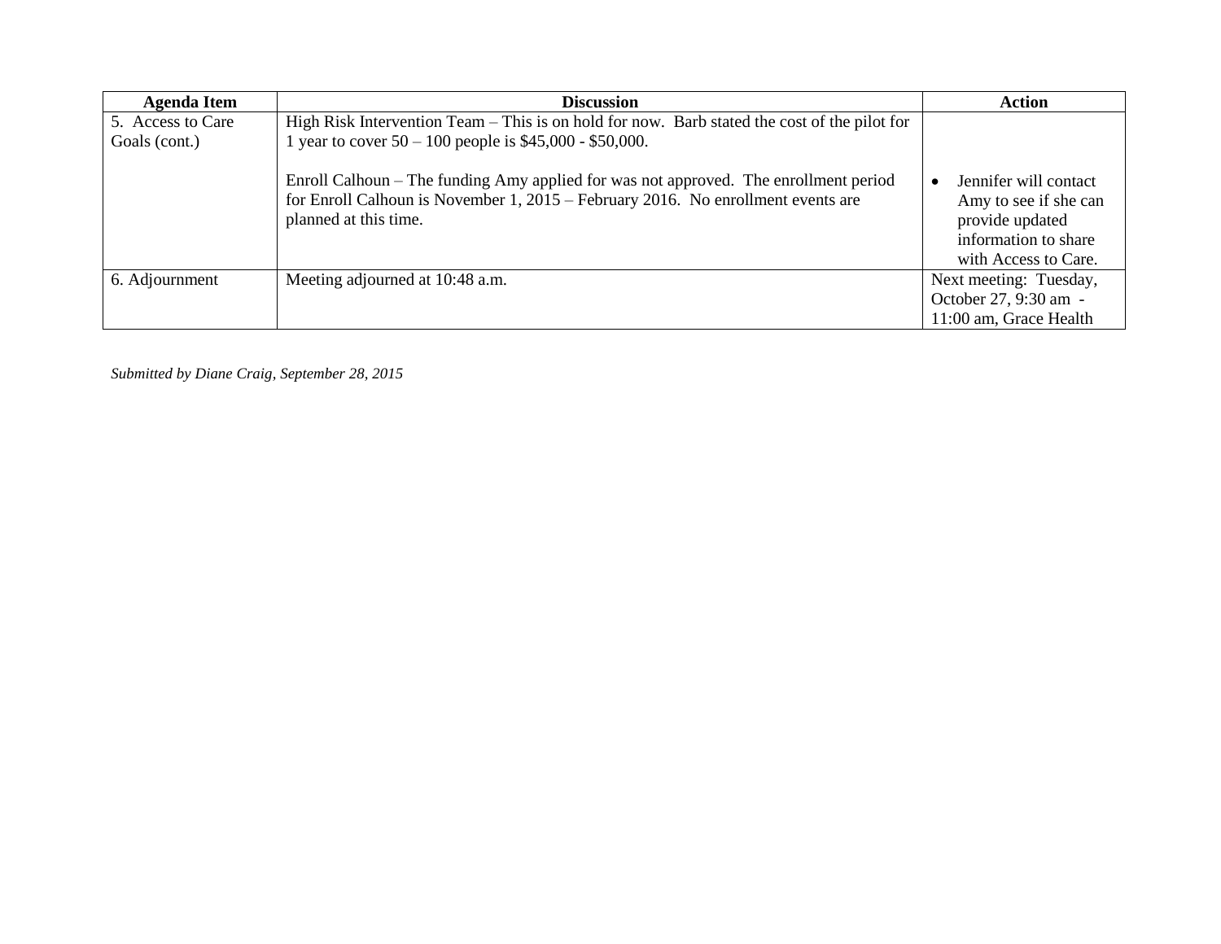| Agenda Item | Discussion | Action |
|---|---|---|
| 5. Access to Care Goals (cont.) | High Risk Intervention Team – This is on hold for now. Barb stated the cost of the pilot for 1 year to cover 50 – 100 people is $45,000 - $50,000.<br><br>Enroll Calhoun – The funding Amy applied for was not approved. The enrollment period for Enroll Calhoun is November 1, 2015 – February 2016. No enrollment events are planned at this time. | • Jennifer will contact Amy to see if she can provide updated information to share with Access to Care. |
| 6. Adjournment | Meeting adjourned at 10:48 a.m. | Next meeting: Tuesday, October 27, 9:30 am - 11:00 am, Grace Health |

*Submitted by Diane Craig, September 28, 2015*